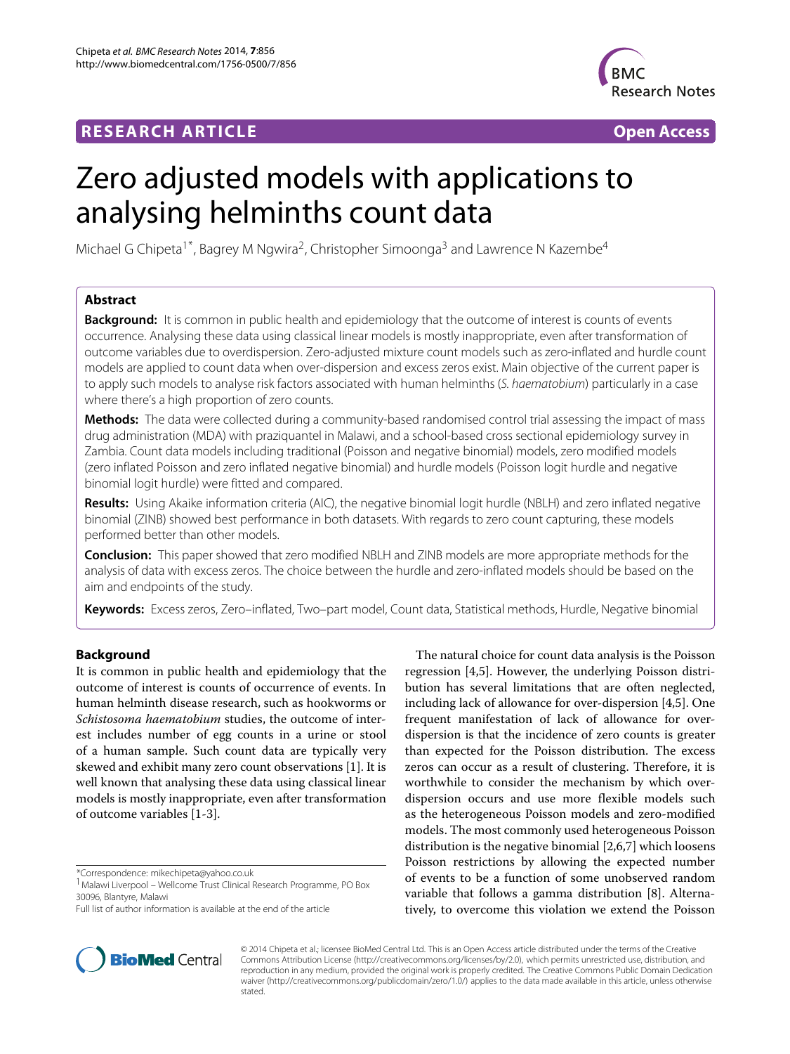**RESEARCH ARTICLE** **Open Access**

# Zero adjusted models with applications to analysing helminths count data

Michael G Chipeta[1*], Bagrey M Ngwira[2], Christopher Simoonga[3] and Lawrence N Kazembe[4]

## Abstract

**Background:** It is common in public health and epidemiology that the outcome of interest is counts of events occurrence. Analysing these data using classical linear models is mostly inappropriate, even after transformation of outcome variables due to overdispersion. Zero-adjusted mixture count models such as zero-inflated and hurdle count models are applied to count data when over-dispersion and excess zeros exist. Main objective of the current paper is to apply such models to analyse risk factors associated with human helminths (*S. haematobium*) particularly in a case where there's a high proportion of zero counts.

**Methods:** The data were collected during a community-based randomised control trial assessing the impact of mass drug administration (MDA) with praziquantel in Malawi, and a school-based cross sectional epidemiology survey in Zambia. Count data models including traditional (Poisson and negative binomial) models, zero modified models (zero inflated Poisson and zero inflated negative binomial) and hurdle models (Poisson logit hurdle and negative binomial logit hurdle) were fitted and compared.

**Results:** Using Akaike information criteria (AIC), the negative binomial logit hurdle (NBLH) and zero inflated negative binomial (ZINB) showed best performance in both datasets. With regards to zero count capturing, these models performed better than other models.

**Conclusion:** This paper showed that zero modified NBLH and ZINB models are more appropriate methods for the analysis of data with excess zeros. The choice between the hurdle and zero-inflated models should be based on the aim and endpoints of the study.

**Keywords:** Excess zeros, Zero–inflated, Two–part model, Count data, Statistical methods, Hurdle, Negative binomial

## Background

It is common in public health and epidemiology that the outcome of interest is counts of occurrence of events. In human helminth disease research, such as hookworms or *Schistosoma haematobium* studies, the outcome of interest includes number of egg counts in a urine or stool of a human sample. Such count data are typically very skewed and exhibit many zero count observations [1]. It is well known that analysing these data using classical linear models is mostly inappropriate, even after transformation of outcome variables [1-3].

The natural choice for count data analysis is the Poisson regression [4,5]. However, the underlying Poisson distribution has several limitations that are often neglected, including lack of allowance for over-dispersion [4,5]. One frequent manifestation of lack of allowance for over-dispersion is that the incidence of zero counts is greater than expected for the Poisson distribution. The excess zeros can occur as a result of clustering. Therefore, it is worthwhile to consider the mechanism by which over-dispersion occurs and use more flexible models such as the heterogeneous Poisson models and zero-modified models. The most commonly used heterogeneous Poisson distribution is the negative binomial [2,6,7] which loosens Poisson restrictions by allowing the expected number of events to be a function of some unobserved random variable that follows a gamma distribution [8]. Alternatively, to overcome this violation we extend the Poisson

*Correspondence: mikechipeta@yahoo.co.uk
[1] Malawi Liverpool – Wellcome Trust Clinical Research Programme, PO Box 30096, Blantyre, Malawi
Full list of author information is available at the end of the article

© 2014 Chipeta et al.; licensee BioMed Central Ltd. This is an Open Access article distributed under the terms of the Creative Commons Attribution License (http://creativecommons.org/licenses/by/2.0), which permits unrestricted use, distribution, and reproduction in any medium, provided the original work is properly credited. The Creative Commons Public Domain Dedication waiver (http://creativecommons.org/publicdomain/zero/1.0/) applies to the data made available in this article, unless otherwise stated.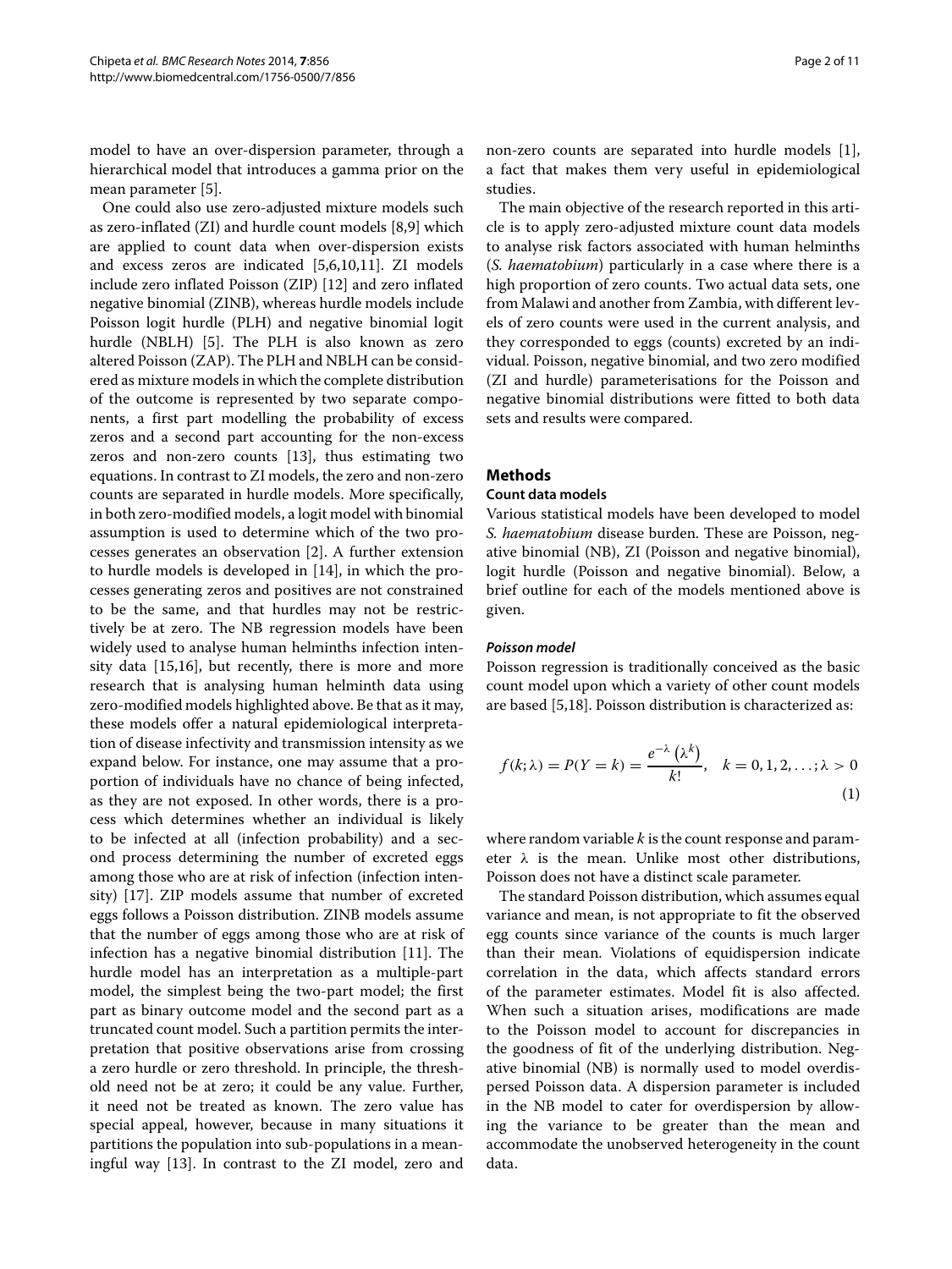model to have an over-dispersion parameter, through a hierarchical model that introduces a gamma prior on the mean parameter [5].

One could also use zero-adjusted mixture models such as zero-inflated (ZI) and hurdle count models [8,9] which are applied to count data when over-dispersion exists and excess zeros are indicated [5,6,10,11]. ZI models include zero inflated Poisson (ZIP) [12] and zero inflated negative binomial (ZINB), whereas hurdle models include Poisson logit hurdle (PLH) and negative binomial logit hurdle (NBLH) [5]. The PLH is also known as zero altered Poisson (ZAP). The PLH and NBLH can be considered as mixture models in which the complete distribution of the outcome is represented by two separate components, a first part modelling the probability of excess zeros and a second part accounting for the non-excess zeros and non-zero counts [13], thus estimating two equations. In contrast to ZI models, the zero and non-zero counts are separated in hurdle models. More specifically, in both zero-modified models, a logit model with binomial assumption is used to determine which of the two processes generates an observation [2]. A further extension to hurdle models is developed in [14], in which the processes generating zeros and positives are not constrained to be the same, and that hurdles may not be restrictively be at zero. The NB regression models have been widely used to analyse human helminths infection intensity data [15,16], but recently, there is more and more research that is analysing human helminth data using zero-modified models highlighted above. Be that as it may, these models offer a natural epidemiological interpretation of disease infectivity and transmission intensity as we expand below. For instance, one may assume that a proportion of individuals have no chance of being infected, as they are not exposed. In other words, there is a process which determines whether an individual is likely to be infected at all (infection probability) and a second process determining the number of excreted eggs among those who are at risk of infection (infection intensity) [17]. ZIP models assume that number of excreted eggs follows a Poisson distribution. ZINB models assume that the number of eggs among those who are at risk of infection has a negative binomial distribution [11]. The hurdle model has an interpretation as a multiple-part model, the simplest being the two-part model; the first part as binary outcome model and the second part as a truncated count model. Such a partition permits the interpretation that positive observations arise from crossing a zero hurdle or zero threshold. In principle, the threshold need not be at zero; it could be any value. Further, it need not be treated as known. The zero value has special appeal, however, because in many situations it partitions the population into sub-populations in a meaningful way [13]. In contrast to the ZI model, zero and non-zero counts are separated into hurdle models [1], a fact that makes them very useful in epidemiological studies.

The main objective of the research reported in this article is to apply zero-adjusted mixture count data models to analyse risk factors associated with human helminths (*S. haematobium*) particularly in a case where there is a high proportion of zero counts. Two actual data sets, one from Malawi and another from Zambia, with different levels of zero counts were used in the current analysis, and they corresponded to eggs (counts) excreted by an individual. Poisson, negative binomial, and two zero modified (ZI and hurdle) parameterisations for the Poisson and negative binomial distributions were fitted to both data sets and results were compared.

## Methods

### Count data models

Various statistical models have been developed to model *S. haematobium* disease burden. These are Poisson, negative binomial (NB), ZI (Poisson and negative binomial), logit hurdle (Poisson and negative binomial). Below, a brief outline for each of the models mentioned above is given.

#### *Poisson model*

Poisson regression is traditionally conceived as the basic count model upon which a variety of other count models are based [5,18]. Poisson distribution is characterized as:

$$f(k;\lambda) = P(Y = k) = \frac{e^{-\lambda}\left(\lambda^{k}\right)}{k!}, \quad k = 0, 1, 2, \ldots; \lambda > 0 \tag{1}$$

where random variable $k$ is the count response and parameter $\lambda$ is the mean. Unlike most other distributions, Poisson does not have a distinct scale parameter.

The standard Poisson distribution, which assumes equal variance and mean, is not appropriate to fit the observed egg counts since variance of the counts is much larger than their mean. Violations of equidispersion indicate correlation in the data, which affects standard errors of the parameter estimates. Model fit is also affected. When such a situation arises, modifications are made to the Poisson model to account for discrepancies in the goodness of fit of the underlying distribution. Negative binomial (NB) is normally used to model overdispersed Poisson data. A dispersion parameter is included in the NB model to cater for overdispersion by allowing the variance to be greater than the mean and accommodate the unobserved heterogeneity in the count data.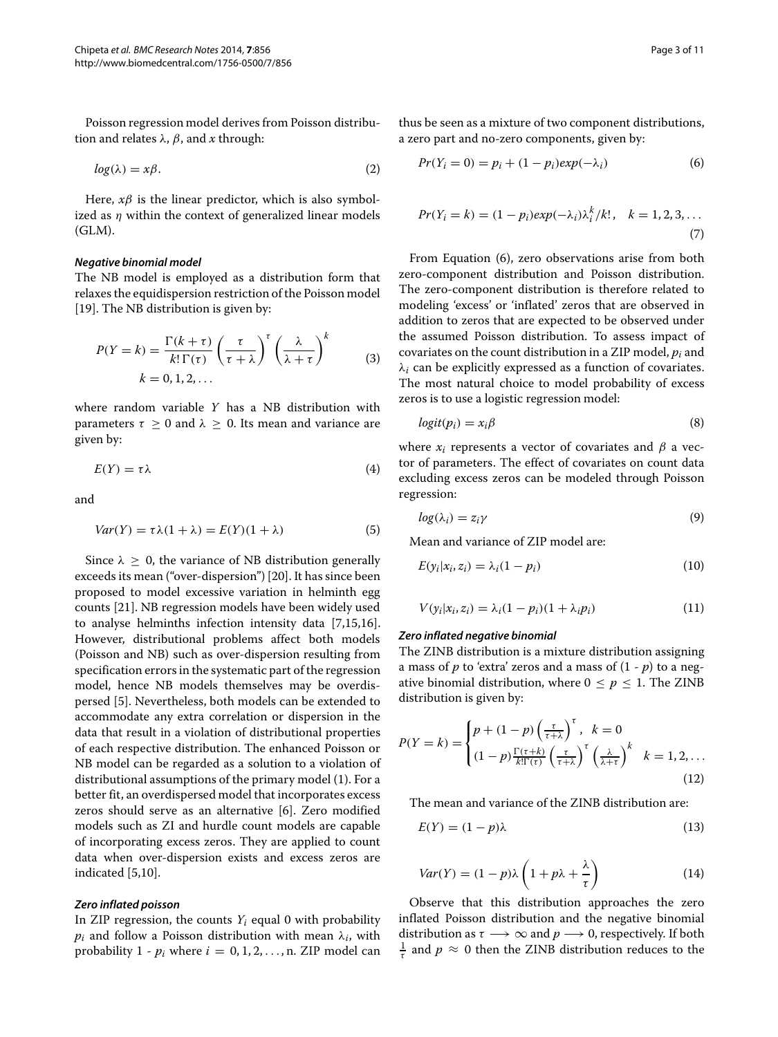Poisson regression model derives from Poisson distribution and relates $\lambda$, $\beta$, and $x$ through:

$$log(\lambda) = x\beta. \tag{2}$$

Here, $x\beta$ is the linear predictor, which is also symbolized as $\eta$ within the context of generalized linear models (GLM).

#### *Negative binomial model*

The NB model is employed as a distribution form that relaxes the equidispersion restriction of the Poisson model [19]. The NB distribution is given by:

$$P(Y = k) = \frac{\Gamma(k+\tau)}{k!\,\Gamma(\tau)}\left(\frac{\tau}{\tau+\lambda}\right)^{\tau}\left(\frac{\lambda}{\lambda+\tau}\right)^{k} \quad k = 0, 1, 2, \ldots \tag{3}$$

where random variable $Y$ has a NB distribution with parameters $\tau \geq 0$ and $\lambda \geq 0$. Its mean and variance are given by:

$$E(Y) = \tau\lambda \tag{4}$$

and

$$Var(Y) = \tau\lambda(1+\lambda) = E(Y)(1+\lambda) \tag{5}$$

Since $\lambda \geq 0$, the variance of NB distribution generally exceeds its mean ("over-dispersion") [20]. It has since been proposed to model excessive variation in helminth egg counts [21]. NB regression models have been widely used to analyse helminths infection intensity data [7,15,16]. However, distributional problems affect both models (Poisson and NB) such as over-dispersion resulting from specification errors in the systematic part of the regression model, hence NB models themselves may be overdispersed [5]. Nevertheless, both models can be extended to accommodate any extra correlation or dispersion in the data that result in a violation of distributional properties of each respective distribution. The enhanced Poisson or NB model can be regarded as a solution to a violation of distributional assumptions of the primary model (1). For a better fit, an overdispersed model that incorporates excess zeros should serve as an alternative [6]. Zero modified models such as ZI and hurdle count models are capable of incorporating excess zeros. They are applied to count data when over-dispersion exists and excess zeros are indicated [5,10].

#### *Zero inflated poisson*

In ZIP regression, the counts $Y_i$ equal 0 with probability $p_i$ and follow a Poisson distribution with mean $\lambda_i$, with probability 1 - $p_i$ where $i = 0, 1, 2, \ldots, n$. ZIP model can thus be seen as a mixture of two component distributions, a zero part and no-zero components, given by:

$$Pr(Y_i = 0) = p_i + (1-p_i)exp(-\lambda_i) \tag{6}$$

$$Pr(Y_i = k) = (1-p_i)exp(-\lambda_i)\lambda_i^k/k!, \quad k = 1, 2, 3, \ldots \tag{7}$$

From Equation (6), zero observations arise from both zero-component distribution and Poisson distribution. The zero-component distribution is therefore related to modeling 'excess' or 'inflated' zeros that are observed in addition to zeros that are expected to be observed under the assumed Poisson distribution. To assess impact of covariates on the count distribution in a ZIP model, $p_i$ and $\lambda_i$ can be explicitly expressed as a function of covariates. The most natural choice to model probability of excess zeros is to use a logistic regression model:

$$logit(p_i) = x_i\beta \tag{8}$$

where $x_i$ represents a vector of covariates and $\beta$ a vector of parameters. The effect of covariates on count data excluding excess zeros can be modeled through Poisson regression:

$$log(\lambda_i) = z_i\gamma \tag{9}$$

Mean and variance of ZIP model are:

$$E(y_i|x_i, z_i) = \lambda_i(1-p_i) \tag{10}$$

$$V(y_i|x_i, z_i) = \lambda_i(1-p_i)(1+\lambda_i p_i) \tag{11}$$

#### *Zero inflated negative binomial*

The ZINB distribution is a mixture distribution assigning a mass of $p$ to 'extra' zeros and a mass of (1 - $p$) to a negative binomial distribution, where $0 \leq p \leq 1$. The ZINB distribution is given by:

$$P(Y = k) = \begin{cases} p + (1-p)\left(\frac{\tau}{\tau+\lambda}\right)^{\tau}, & k = 0 \\ (1-p)\frac{\Gamma(\tau+k)}{k!\Gamma(\tau)}\left(\frac{\tau}{\tau+\lambda}\right)^{\tau}\left(\frac{\lambda}{\lambda+\tau}\right)^{k} & k = 1, 2, \ldots \end{cases} \tag{12}$$

The mean and variance of the ZINB distribution are:

$$E(Y) = (1-p)\lambda \tag{13}$$

$$Var(Y) = (1-p)\lambda\left(1 + p\lambda + \frac{\lambda}{\tau}\right) \tag{14}$$

Observe that this distribution approaches the zero inflated Poisson distribution and the negative binomial distribution as $\tau \longrightarrow \infty$ and $p \longrightarrow 0$, respectively. If both $\frac{1}{\tau}$ and $p \approx 0$ then the ZINB distribution reduces to the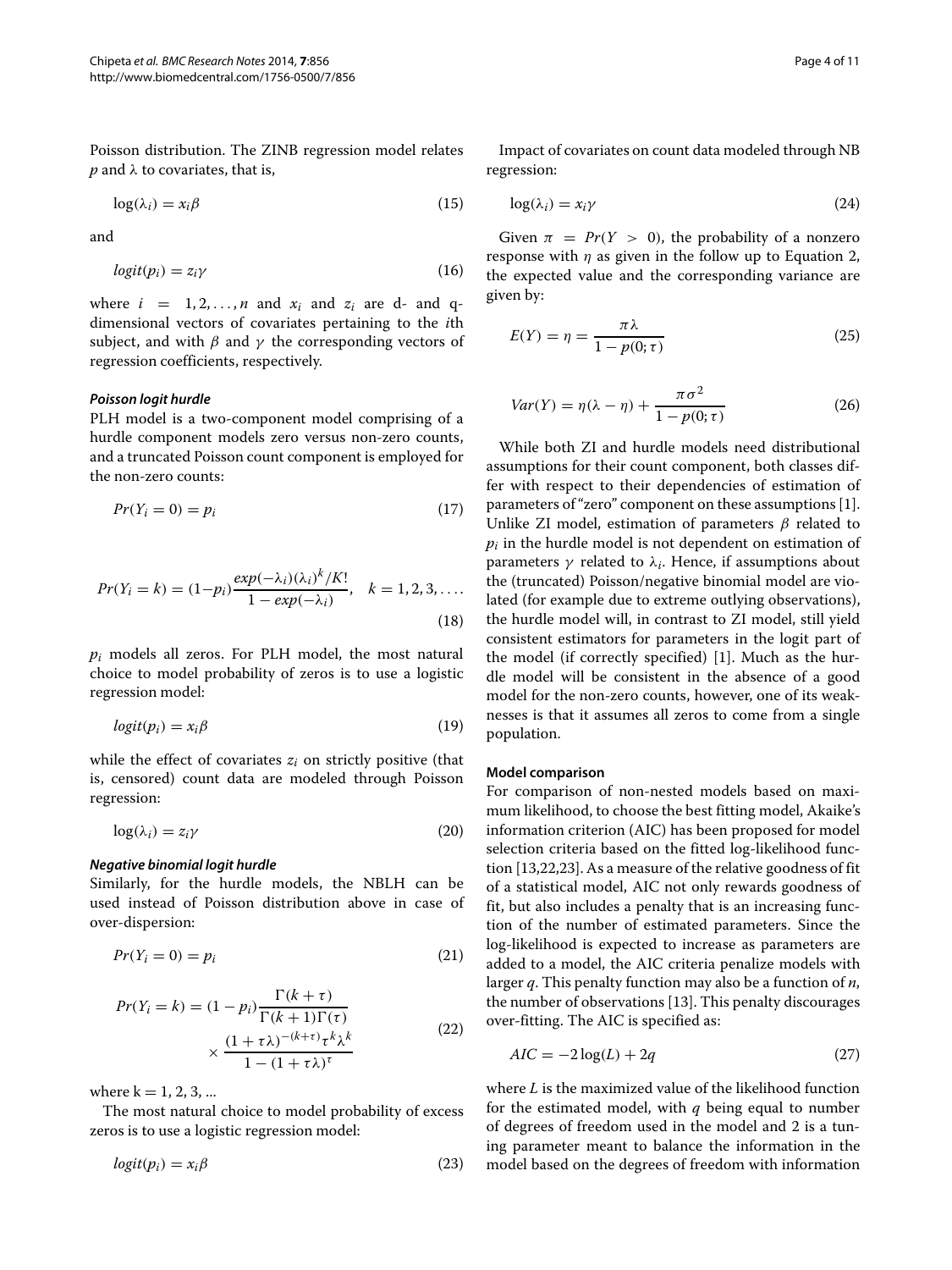Poisson distribution. The ZINB regression model relates $p$ and $\lambda$ to covariates, that is,

$$\log(\lambda_i) = x_i\beta \tag{15}$$

and

$$logit(p_i) = z_i\gamma \tag{16}$$

where $i = 1, 2, \ldots, n$ and $x_i$ and $z_i$ are d- and q-dimensional vectors of covariates pertaining to the $i$th subject, and with $\beta$ and $\gamma$ the corresponding vectors of regression coefficients, respectively.

#### *Poisson logit hurdle*

PLH model is a two-component model comprising of a hurdle component models zero versus non-zero counts, and a truncated Poisson count component is employed for the non-zero counts:

$$Pr(Y_i = 0) = p_i \tag{17}$$

$$Pr(Y_i = k) = (1-p_i)\frac{exp(-\lambda_i)(\lambda_i)^k/K!}{1 - exp(-\lambda_i)}, \quad k = 1, 2, 3, \ldots. \tag{18}$$

$p_i$ models all zeros. For PLH model, the most natural choice to model probability of zeros is to use a logistic regression model:

$$logit(p_i) = x_i\beta \tag{19}$$

while the effect of covariates $z_i$ on strictly positive (that is, censored) count data are modeled through Poisson regression:

$$\log(\lambda_i) = z_i\gamma \tag{20}$$

#### *Negative binomial logit hurdle*

Similarly, for the hurdle models, the NBLH can be used instead of Poisson distribution above in case of over-dispersion:

$$Pr(Y_i = 0) = p_i \tag{21}$$

$$Pr(Y_i = k) = (1 - p_i)\frac{\Gamma(k + \tau)}{\Gamma(k + 1)\Gamma(\tau)} \times \frac{(1 + \tau\lambda)^{-(k+\tau)}\tau^k\lambda^k}{1 - (1 + \tau\lambda)^{\tau}} \tag{22}$$

where k = 1, 2, 3, ...

The most natural choice to model probability of excess zeros is to use a logistic regression model:

$$logit(p_i) = x_i\beta \tag{23}$$

Impact of covariates on count data modeled through NB regression:

$$\log(\lambda_i) = x_i\gamma \tag{24}$$

Given $\pi = Pr(Y > 0)$, the probability of a nonzero response with $\eta$ as given in the follow up to Equation 2, the expected value and the corresponding variance are given by:

$$E(Y) = \eta = \frac{\pi\lambda}{1 - p(0;\tau)} \tag{25}$$

$$Var(Y) = \eta(\lambda - \eta) + \frac{\pi\sigma^2}{1 - p(0;\tau)} \tag{26}$$

While both ZI and hurdle models need distributional assumptions for their count component, both classes differ with respect to their dependencies of estimation of parameters of "zero" component on these assumptions [1]. Unlike ZI model, estimation of parameters $\beta$ related to $p_i$ in the hurdle model is not dependent on estimation of parameters $\gamma$ related to $\lambda_i$. Hence, if assumptions about the (truncated) Poisson/negative binomial model are violated (for example due to extreme outlying observations), the hurdle model will, in contrast to ZI model, still yield consistent estimators for parameters in the logit part of the model (if correctly specified) [1]. Much as the hurdle model will be consistent in the absence of a good model for the non-zero counts, however, one of its weaknesses is that it assumes all zeros to come from a single population.

#### **Model comparison**

For comparison of non-nested models based on maximum likelihood, to choose the best fitting model, Akaike's information criterion (AIC) has been proposed for model selection criteria based on the fitted log-likelihood function [13,22,23]. As a measure of the relative goodness of fit of a statistical model, AIC not only rewards goodness of fit, but also includes a penalty that is an increasing function of the number of estimated parameters. Since the log-likelihood is expected to increase as parameters are added to a model, the AIC criteria penalize models with larger $q$. This penalty function may also be a function of $n$, the number of observations [13]. This penalty discourages over-fitting. The AIC is specified as:

$$AIC = -2\log(L) + 2q \tag{27}$$

where $L$ is the maximized value of the likelihood function for the estimated model, with $q$ being equal to number of degrees of freedom used in the model and 2 is a tuning parameter meant to balance the information in the model based on the degrees of freedom with information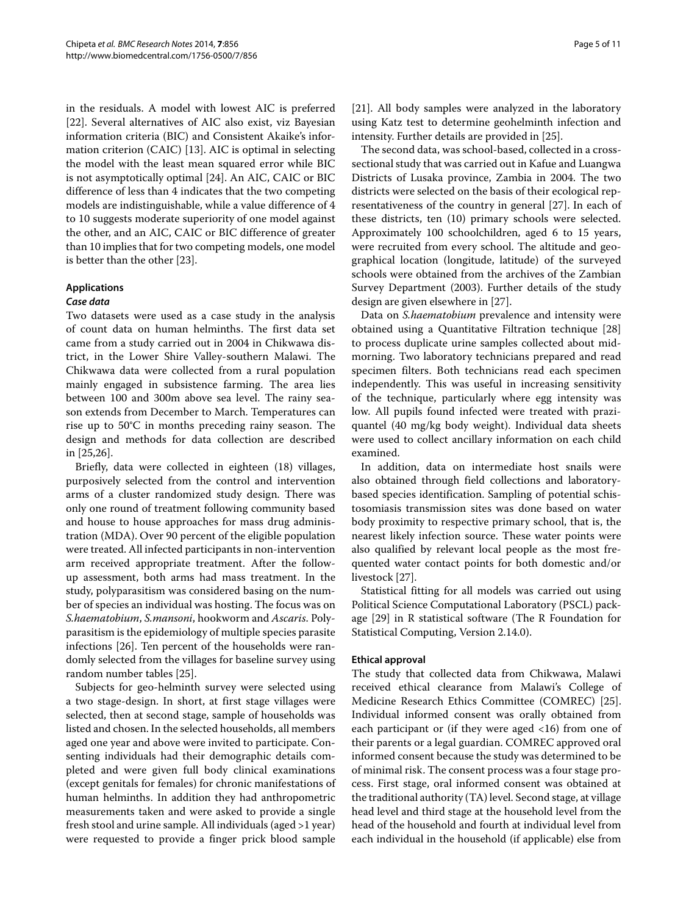in the residuals. A model with lowest AIC is preferred [22]. Several alternatives of AIC also exist, viz Bayesian information criteria (BIC) and Consistent Akaike's information criterion (CAIC) [13]. AIC is optimal in selecting the model with the least mean squared error while BIC is not asymptotically optimal [24]. An AIC, CAIC or BIC difference of less than 4 indicates that the two competing models are indistinguishable, while a value difference of 4 to 10 suggests moderate superiority of one model against the other, and an AIC, CAIC or BIC difference of greater than 10 implies that for two competing models, one model is better than the other [23].

## Applications

### *Case data*

Two datasets were used as a case study in the analysis of count data on human helminths. The first data set came from a study carried out in 2004 in Chikwawa district, in the Lower Shire Valley-southern Malawi. The Chikwawa data were collected from a rural population mainly engaged in subsistence farming. The area lies between 100 and 300m above sea level. The rainy season extends from December to March. Temperatures can rise up to 50°C in months preceding rainy season. The design and methods for data collection are described in [25,26].

Briefly, data were collected in eighteen (18) villages, purposively selected from the control and intervention arms of a cluster randomized study design. There was only one round of treatment following community based and house to house approaches for mass drug administration (MDA). Over 90 percent of the eligible population were treated. All infected participants in non-intervention arm received appropriate treatment. After the follow-up assessment, both arms had mass treatment. In the study, polyparasitism was considered basing on the number of species an individual was hosting. The focus was on *S.haematobium*, *S.mansoni*, hookworm and *Ascaris*. Polyparasitism is the epidemiology of multiple species parasite infections [26]. Ten percent of the households were randomly selected from the villages for baseline survey using random number tables [25].

Subjects for geo-helminth survey were selected using a two stage-design. In short, at first stage villages were selected, then at second stage, sample of households was listed and chosen. In the selected households, all members aged one year and above were invited to participate. Consenting individuals had their demographic details completed and were given full body clinical examinations (except genitals for females) for chronic manifestations of human helminths. In addition they had anthropometric measurements taken and were asked to provide a single fresh stool and urine sample. All individuals (aged >1 year) were requested to provide a finger prick blood sample [21]. All body samples were analyzed in the laboratory using Katz test to determine geohelminth infection and intensity. Further details are provided in [25].

The second data, was school-based, collected in a cross-sectional study that was carried out in Kafue and Luangwa Districts of Lusaka province, Zambia in 2004. The two districts were selected on the basis of their ecological representativeness of the country in general [27]. In each of these districts, ten (10) primary schools were selected. Approximately 100 schoolchildren, aged 6 to 15 years, were recruited from every school. The altitude and geographical location (longitude, latitude) of the surveyed schools were obtained from the archives of the Zambian Survey Department (2003). Further details of the study design are given elsewhere in [27].

Data on *S.haematobium* prevalence and intensity were obtained using a Quantitative Filtration technique [28] to process duplicate urine samples collected about mid-morning. Two laboratory technicians prepared and read specimen filters. Both technicians read each specimen independently. This was useful in increasing sensitivity of the technique, particularly where egg intensity was low. All pupils found infected were treated with praziquantel (40 mg/kg body weight). Individual data sheets were used to collect ancillary information on each child examined.

In addition, data on intermediate host snails were also obtained through field collections and laboratory-based species identification. Sampling of potential schistosomiasis transmission sites was done based on water body proximity to respective primary school, that is, the nearest likely infection source. These water points were also qualified by relevant local people as the most frequented water contact points for both domestic and/or livestock [27].

Statistical fitting for all models was carried out using Political Science Computational Laboratory (PSCL) package [29] in R statistical software (The R Foundation for Statistical Computing, Version 2.14.0).

### Ethical approval

The study that collected data from Chikwawa, Malawi received ethical clearance from Malawi's College of Medicine Research Ethics Committee (COMREC) [25]. Individual informed consent was orally obtained from each participant or (if they were aged <16) from one of their parents or a legal guardian. COMREC approved oral informed consent because the study was determined to be of minimal risk. The consent process was a four stage process. First stage, oral informed consent was obtained at the traditional authority (TA) level. Second stage, at village head level and third stage at the household level from the head of the household and fourth at individual level from each individual in the household (if applicable) else from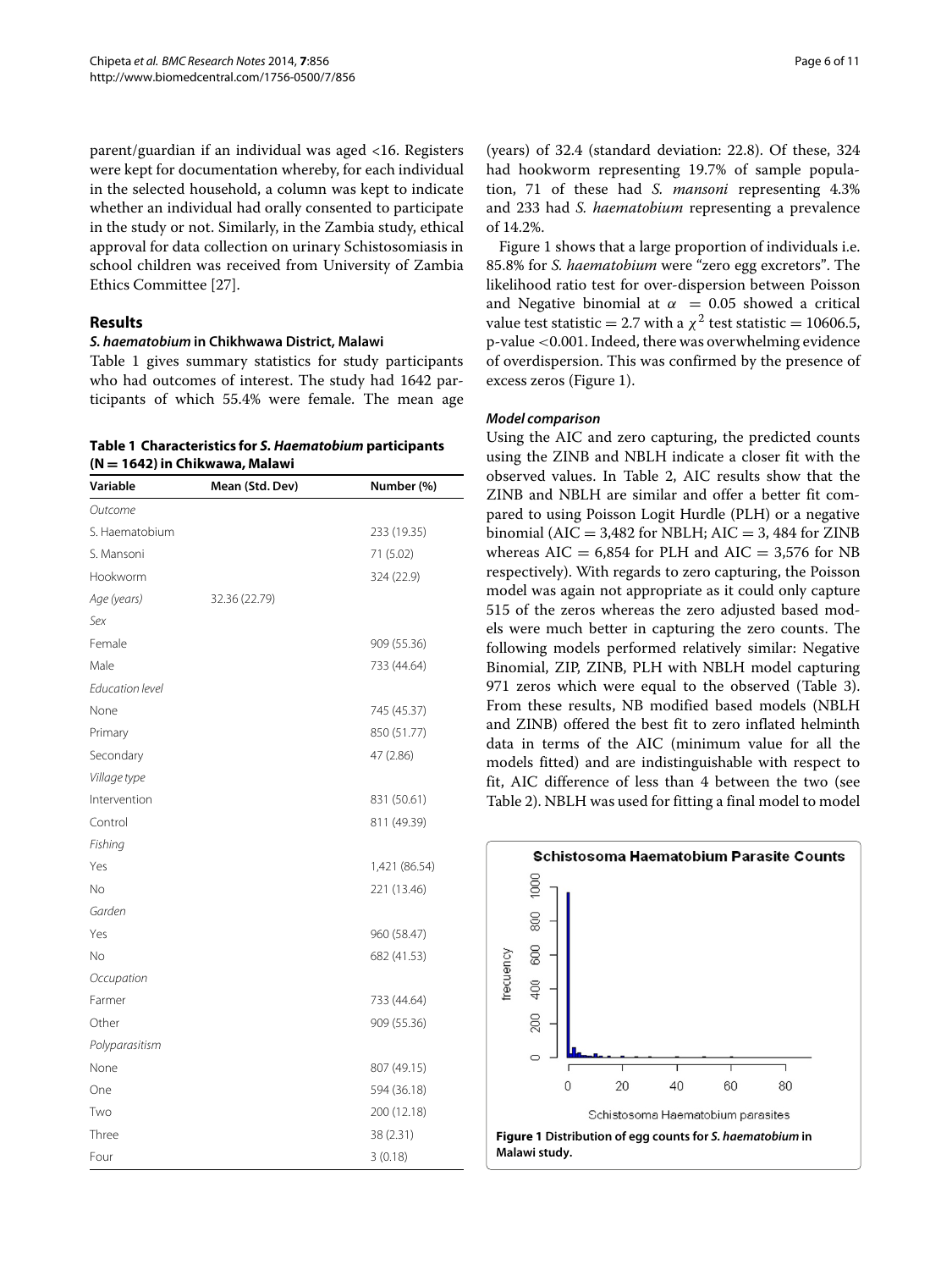parent/guardian if an individual was aged <16. Registers were kept for documentation whereby, for each individual in the selected household, a column was kept to indicate whether an individual had orally consented to participate in the study or not. Similarly, in the Zambia study, ethical approval for data collection on urinary Schistosomiasis in school children was received from University of Zambia Ethics Committee [27].

## Results

### *S. haematobium* in Chikhwawa District, Malawi

Table 1 gives summary statistics for study participants who had outcomes of interest. The study had 1642 participants of which 55.4% were female. The mean age (years) of 32.4 (standard deviation: 22.8). Of these, 324 had hookworm representing 19.7% of sample population, 71 of these had *S. mansoni* representing 4.3% and 233 had *S. haematobium* representing a prevalence of 14.2%.

**Table 1 Characteristics for *S. Haematobium* participants (N = 1642) in Chikwawa, Malawi**

| Variable | Mean (Std. Dev) | Number (%) |
|---|---|---|
| *Outcome* | | |
| S. Haematobium | | 233 (19.35) |
| S. Mansoni | | 71 (5.02) |
| Hookworm | | 324 (22.9) |
| *Age (years)* | 32.36 (22.79) | |
| *Sex* | | |
| Female | | 909 (55.36) |
| Male | | 733 (44.64) |
| *Education level* | | |
| None | | 745 (45.37) |
| Primary | | 850 (51.77) |
| Secondary | | 47 (2.86) |
| *Village type* | | |
| Intervention | | 831 (50.61) |
| Control | | 811 (49.39) |
| *Fishing* | | |
| Yes | | 1,421 (86.54) |
| No | | 221 (13.46) |
| *Garden* | | |
| Yes | | 960 (58.47) |
| No | | 682 (41.53) |
| *Occupation* | | |
| Farmer | | 733 (44.64) |
| Other | | 909 (55.36) |
| *Polyparasitism* | | |
| None | | 807 (49.15) |
| One | | 594 (36.18) |
| Two | | 200 (12.18) |
| Three | | 38 (2.31) |
| Four | | 3 (0.18) |

Figure 1 shows that a large proportion of individuals i.e. 85.8% for *S. haematobium* were "zero egg excretors". The likelihood ratio test for over-dispersion between Poisson and Negative binomial at $\alpha = 0.05$ showed a critical value test statistic = 2.7 with a $\chi^2$ test statistic = 10606.5, p-value <0.001. Indeed, there was overwhelming evidence of overdispersion. This was confirmed by the presence of excess zeros (Figure 1).

#### *Model comparison*

Using the AIC and zero capturing, the predicted counts using the ZINB and NBLH indicate a closer fit with the observed values. In Table 2, AIC results show that the ZINB and NBLH are similar and offer a better fit compared to using Poisson Logit Hurdle (PLH) or a negative binomial (AIC = 3,482 for NBLH; AIC = 3, 484 for ZINB whereas AIC = 6,854 for PLH and AIC = 3,576 for NB respectively). With regards to zero capturing, the Poisson model was again not appropriate as it could only capture 515 of the zeros whereas the zero adjusted based models were much better in capturing the zero counts. The following models performed relatively similar: Negative Binomial, ZIP, ZINB, PLH with NBLH model capturing 971 zeros which were equal to the observed (Table 3). From these results, NB modified based models (NBLH and ZINB) offered the best fit to zero inflated helminth data in terms of the AIC (minimum value for all the models fitted) and are indistinguishable with respect to fit, AIC difference of less than 4 between the two (see Table 2). NBLH was used for fitting a final model to model

**Figure 1 Distribution of egg counts for *S. haematobium* in Malawi study.**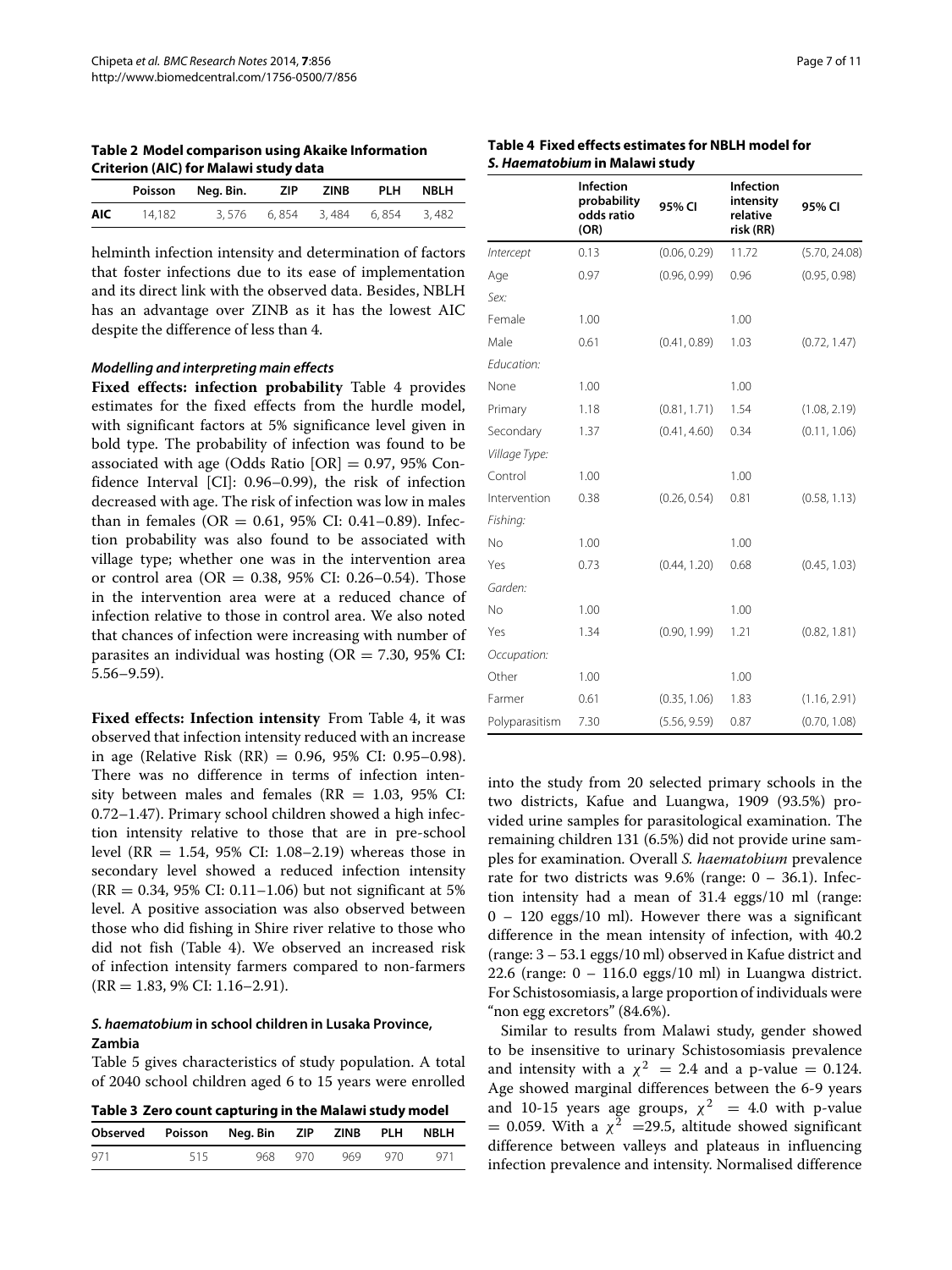**Table 2 Model comparison using Akaike Information Criterion (AIC) for Malawi study data**

| | Poisson | Neg. Bin. | ZIP | ZINB | PLH | NBLH |
|---|---|---|---|---|---|---|
| **AIC** | 14,182 | 3,576 | 6,854 | 3,484 | 6,854 | 3,482 |

helminth infection intensity and determination of factors that foster infections due to its ease of implementation and its direct link with the observed data. Besides, NBLH has an advantage over ZINB as it has the lowest AIC despite the difference of less than 4.

#### *Modelling and interpreting main effects*

**Fixed effects: infection probability** Table 4 provides estimates for the fixed effects from the hurdle model, with significant factors at 5% significance level given in bold type. The probability of infection was found to be associated with age (Odds Ratio [OR] = 0.97, 95% Confidence Interval [CI]: 0.96–0.99), the risk of infection decreased with age. The risk of infection was low in males than in females (OR = 0.61, 95% CI: 0.41–0.89). Infection probability was also found to be associated with village type; whether one was in the intervention area or control area (OR = 0.38, 95% CI: 0.26–0.54). Those in the intervention area were at a reduced chance of infection relative to those in control area. We also noted that chances of infection were increasing with number of parasites an individual was hosting (OR = 7.30, 95% CI: 5.56–9.59).

**Fixed effects: Infection intensity** From Table 4, it was observed that infection intensity reduced with an increase in age (Relative Risk (RR) = 0.96, 95% CI: 0.95–0.98). There was no difference in terms of infection intensity between males and females (RR = 1.03, 95% CI: 0.72–1.47). Primary school children showed a high infection intensity relative to those that are in pre-school level (RR = 1.54, 95% CI: 1.08–2.19) whereas those in secondary level showed a reduced infection intensity (RR = 0.34, 95% CI: 0.11–1.06) but not significant at 5% level. A positive association was also observed between those who did fishing in Shire river relative to those who did not fish (Table 4). We observed an increased risk of infection intensity farmers compared to non-farmers (RR = 1.83, 9% CI: 1.16–2.91).

**Table 4 Fixed effects estimates for NBLH model for *S. Haematobium* in Malawi study**

| | Infection probability odds ratio (OR) | 95% CI | Infection intensity relative risk (RR) | 95% CI |
|---|---|---|---|---|
| *Intercept* | 0.13 | (0.06, 0.29) | 11.72 | (5.70, 24.08) |
| Age | 0.97 | (0.96, 0.99) | 0.96 | (0.95, 0.98) |
| *Sex:* | | | | |
| Female | 1.00 | | 1.00 | |
| Male | 0.61 | (0.41, 0.89) | 1.03 | (0.72, 1.47) |
| *Education:* | | | | |
| None | 1.00 | | 1.00 | |
| Primary | 1.18 | (0.81, 1.71) | 1.54 | (1.08, 2.19) |
| Secondary | 1.37 | (0.41, 4.60) | 0.34 | (0.11, 1.06) |
| *Village Type:* | | | | |
| Control | 1.00 | | 1.00 | |
| Intervention | 0.38 | (0.26, 0.54) | 0.81 | (0.58, 1.13) |
| *Fishing:* | | | | |
| No | 1.00 | | 1.00 | |
| Yes | 0.73 | (0.44, 1.20) | 0.68 | (0.45, 1.03) |
| *Garden:* | | | | |
| No | 1.00 | | 1.00 | |
| Yes | 1.34 | (0.90, 1.99) | 1.21 | (0.82, 1.81) |
| *Occupation:* | | | | |
| Other | 1.00 | | 1.00 | |
| Farmer | 0.61 | (0.35, 1.06) | 1.83 | (1.16, 2.91) |
| Polyparasitism | 7.30 | (5.56, 9.59) | 0.87 | (0.70, 1.08) |

### *S. haematobium* in school children in Lusaka Province, Zambia

Table 5 gives characteristics of study population. A total of 2040 school children aged 6 to 15 years were enrolled into the study from 20 selected primary schools in the two districts, Kafue and Luangwa, 1909 (93.5%) provided urine samples for parasitological examination. The remaining children 131 (6.5%) did not provide urine samples for examination. Overall *S. haematobium* prevalence rate for two districts was 9.6% (range: 0 – 36.1). Infection intensity had a mean of 31.4 eggs/10 ml (range: 0 – 120 eggs/10 ml). However there was a significant difference in the mean intensity of infection, with 40.2 (range: 3 – 53.1 eggs/10 ml) observed in Kafue district and 22.6 (range: 0 – 116.0 eggs/10 ml) in Luangwa district. For Schistosomiasis, a large proportion of individuals were "non egg excretors" (84.6%).

**Table 3 Zero count capturing in the Malawi study model**

| Observed | Poisson | Neg. Bin | ZIP | ZINB | PLH | NBLH |
|---|---|---|---|---|---|---|
| 971 | 515 | 968 | 970 | 969 | 970 | 971 |

Similar to results from Malawi study, gender showed to be insensitive to urinary Schistosomiasis prevalence and intensity with a $\chi^2 = 2.4$ and a p-value = 0.124. Age showed marginal differences between the 6-9 years and 10-15 years age groups, $\chi^2 = 4.0$ with p-value = 0.059. With a $\chi^2 = 29.5$, altitude showed significant difference between valleys and plateaus in influencing infection prevalence and intensity. Normalised difference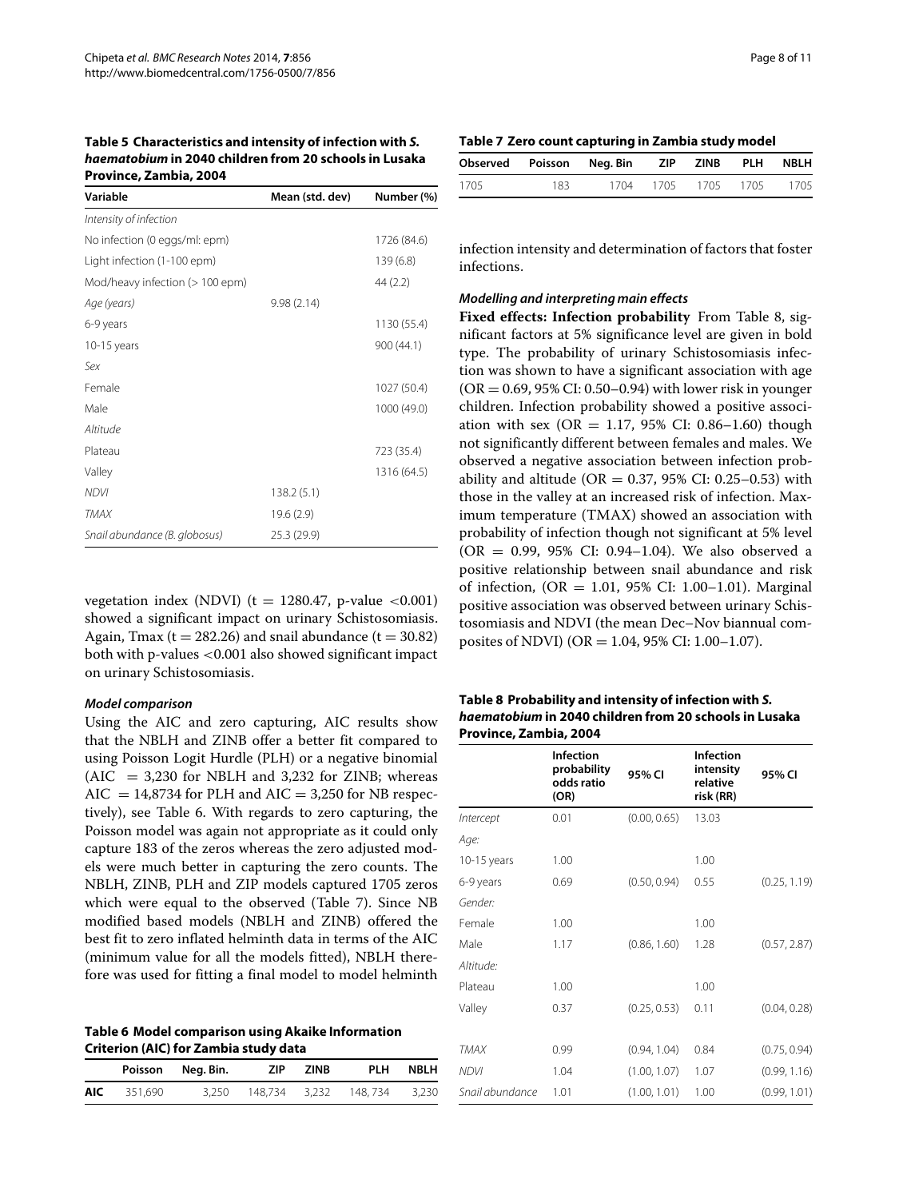**Table 5 Characteristics and intensity of infection with *S. haematobium* in 2040 children from 20 schools in Lusaka Province, Zambia, 2004**

| Variable | Mean (std. dev) | Number (%) |
|---|---|---|
| *Intensity of infection* | | |
| No infection (0 eggs/ml: epm) | | 1726 (84.6) |
| Light infection (1-100 epm) | | 139 (6.8) |
| Mod/heavy infection (> 100 epm) | | 44 (2.2) |
| *Age (years)* | 9.98 (2.14) | |
| 6-9 years | | 1130 (55.4) |
| 10-15 years | | 900 (44.1) |
| *Sex* | | |
| Female | | 1027 (50.4) |
| Male | | 1000 (49.0) |
| *Altitude* | | |
| Plateau | | 723 (35.4) |
| Valley | | 1316 (64.5) |
| *NDVI* | 138.2 (5.1) | |
| *TMAX* | 19.6 (2.9) | |
| *Snail abundance (B. globosus)* | 25.3 (29.9) | |

vegetation index (NDVI) ($t = 1280.47$, p-value $<0.001$) showed a significant impact on urinary Schistosomiasis. Again, Tmax ($t = 282.26$) and snail abundance ($t = 30.82$) both with p-values $<0.001$ also showed significant impact on urinary Schistosomiasis.

### *Model comparison*

Using the AIC and zero capturing, AIC results show that the NBLH and ZINB offer a better fit compared to using Poisson Logit Hurdle (PLH) or a negative binomial (AIC $= 3{,}230$ for NBLH and 3,232 for ZINB; whereas AIC $= 14{,}8734$ for PLH and AIC $= 3{,}250$ for NB respectively), see Table 6. With regards to zero capturing, the Poisson model was again not appropriate as it could only capture 183 of the zeros whereas the zero adjusted models were much better in capturing the zero counts. The NBLH, ZINB, PLH and ZIP models captured 1705 zeros which were equal to the observed (Table 7). Since NB modified based models (NBLH and ZINB) offered the best fit to zero inflated helminth data in terms of the AIC (minimum value for all the models fitted), NBLH therefore was used for fitting a final model to model helminth infection intensity and determination of factors that foster infections.

**Table 6 Model comparison using Akaike Information Criterion (AIC) for Zambia study data**

| | Poisson | Neg. Bin. | ZIP | ZINB | PLH | NBLH |
|---|---|---|---|---|---|---|
| **AIC** | 351,690 | 3,250 | 148,734 | 3,232 | 148, 734 | 3,230 |

**Table 7 Zero count capturing in Zambia study model**

| Observed | Poisson | Neg. Bin | ZIP | ZINB | PLH | NBLH |
|---|---|---|---|---|---|---|
| 1705 | 183 | 1704 | 1705 | 1705 | 1705 | 1705 |

### *Modelling and interpreting main effects*

**Fixed effects: Infection probability** From Table 8, significant factors at 5% significance level are given in bold type. The probability of urinary Schistosomiasis infection was shown to have a significant association with age (OR = 0.69, 95% CI: 0.50–0.94) with lower risk in younger children. Infection probability showed a positive association with sex (OR = 1.17, 95% CI: 0.86–1.60) though not significantly different between females and males. We observed a negative association between infection probability and altitude (OR = 0.37, 95% CI: 0.25–0.53) with those in the valley at an increased risk of infection. Maximum temperature (TMAX) showed an association with probability of infection though not significant at 5% level (OR = 0.99, 95% CI: 0.94–1.04). We also observed a positive relationship between snail abundance and risk of infection, (OR = 1.01, 95% CI: 1.00–1.01). Marginal positive association was observed between urinary Schistosomiasis and NDVI (the mean Dec–Nov biannual composites of NDVI) (OR = 1.04, 95% CI: 1.00–1.07).

**Table 8 Probability and intensity of infection with *S. haematobium* in 2040 children from 20 schools in Lusaka Province, Zambia, 2004**

| | Infection probability odds ratio (OR) | 95% CI | Infection intensity relative risk (RR) | 95% CI |
|---|---|---|---|---|
| *Intercept* | 0.01 | (0.00, 0.65) | 13.03 | |
| *Age:* | | | | |
| 10-15 years | 1.00 | | 1.00 | |
| 6-9 years | 0.69 | (0.50, 0.94) | 0.55 | (0.25, 1.19) |
| *Gender:* | | | | |
| Female | 1.00 | | 1.00 | |
| Male | 1.17 | (0.86, 1.60) | 1.28 | (0.57, 2.87) |
| *Altitude:* | | | | |
| Plateau | 1.00 | | 1.00 | |
| Valley | 0.37 | (0.25, 0.53) | 0.11 | (0.04, 0.28) |
| *TMAX* | 0.99 | (0.94, 1.04) | 0.84 | (0.75, 0.94) |
| *NDVI* | 1.04 | (1.00, 1.07) | 1.07 | (0.99, 1.16) |
| *Snail abundance* | 1.01 | (1.00, 1.01) | 1.00 | (0.99, 1.01) |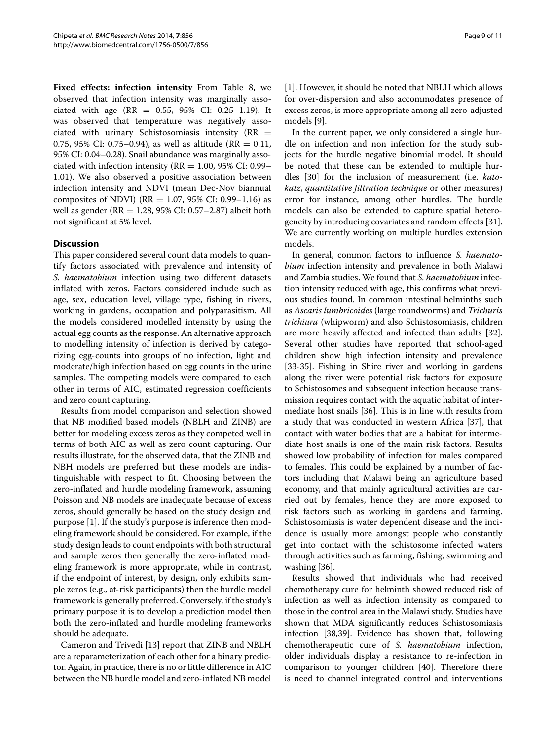**Fixed effects: infection intensity** From Table 8, we observed that infection intensity was marginally associated with age (RR = 0.55, 95% CI: 0.25–1.19). It was observed that temperature was negatively associated with urinary Schistosomiasis intensity (RR = 0.75, 95% CI: 0.75–0.94), as well as altitude (RR = 0.11, 95% CI: 0.04–0.28). Snail abundance was marginally associated with infection intensity (RR = 1.00, 95% CI: 0.99–1.01). We also observed a positive association between infection intensity and NDVI (mean Dec-Nov biannual composites of NDVI) (RR = 1.07, 95% CI: 0.99–1.16) as well as gender (RR = 1.28, 95% CI: 0.57–2.87) albeit both not significant at 5% level.

## Discussion

This paper considered several count data models to quantify factors associated with prevalence and intensity of *S. haematobium* infection using two different datasets inflated with zeros. Factors considered include such as age, sex, education level, village type, fishing in rivers, working in gardens, occupation and polyparasitism. All the models considered modelled intensity by using the actual egg counts as the response. An alternative approach to modelling intensity of infection is derived by categorizing egg-counts into groups of no infection, light and moderate/high infection based on egg counts in the urine samples. The competing models were compared to each other in terms of AIC, estimated regression coefficients and zero count capturing.

Results from model comparison and selection showed that NB modified based models (NBLH and ZINB) are better for modeling excess zeros as they competed well in terms of both AIC as well as zero count capturing. Our results illustrate, for the observed data, that the ZINB and NBH models are preferred but these models are indistinguishable with respect to fit. Choosing between the zero-inflated and hurdle modeling framework, assuming Poisson and NB models are inadequate because of excess zeros, should generally be based on the study design and purpose [1]. If the study's purpose is inference then modeling framework should be considered. For example, if the study design leads to count endpoints with both structural and sample zeros then generally the zero-inflated modeling framework is more appropriate, while in contrast, if the endpoint of interest, by design, only exhibits sample zeros (e.g., at-risk participants) then the hurdle model framework is generally preferred. Conversely, if the study's primary purpose it is to develop a prediction model then both the zero-inflated and hurdle modeling frameworks should be adequate.

Cameron and Trivedi [13] report that ZINB and NBLH are a reparameterization of each other for a binary predictor. Again, in practice, there is no or little difference in AIC between the NB hurdle model and zero-inflated NB model [1]. However, it should be noted that NBLH which allows for over-dispersion and also accommodates presence of excess zeros, is more appropriate among all zero-adjusted models [9].

In the current paper, we only considered a single hurdle on infection and non infection for the study subjects for the hurdle negative binomial model. It should be noted that these can be extended to multiple hurdles [30] for the inclusion of measurement (i.e. *kato-katz*, *quantitative filtration technique* or other measures) error for instance, among other hurdles. The hurdle models can also be extended to capture spatial heterogeneity by introducing covariates and random effects [31]. We are currently working on multiple hurdles extension models.

In general, common factors to influence *S. haematobium* infection intensity and prevalence in both Malawi and Zambia studies. We found that *S. haematobium* infection intensity reduced with age, this confirms what previous studies found. In common intestinal helminths such as *Ascaris lumbricoides* (large roundworms) and *Trichuris trichiura* (whipworm) and also Schistosomiasis, children are more heavily affected and infected than adults [32]. Several other studies have reported that school-aged children show high infection intensity and prevalence [33-35]. Fishing in Shire river and working in gardens along the river were potential risk factors for exposure to Schistosomes and subsequent infection because transmission requires contact with the aquatic habitat of intermediate host snails [36]. This is in line with results from a study that was conducted in western Africa [37], that contact with water bodies that are a habitat for intermediate host snails is one of the main risk factors. Results showed low probability of infection for males compared to females. This could be explained by a number of factors including that Malawi being an agriculture based economy, and that mainly agricultural activities are carried out by females, hence they are more exposed to risk factors such as working in gardens and farming. Schistosomiasis is water dependent disease and the incidence is usually more amongst people who constantly get into contact with the schistosome infected waters through activities such as farming, fishing, swimming and washing [36].

Results showed that individuals who had received chemotherapy cure for helminth showed reduced risk of infection as well as infection intensity as compared to those in the control area in the Malawi study. Studies have shown that MDA significantly reduces Schistosomiasis infection [38,39]. Evidence has shown that, following chemotherapeutic cure of *S. haematobium* infection, older individuals display a resistance to re-infection in comparison to younger children [40]. Therefore there is need to channel integrated control and interventions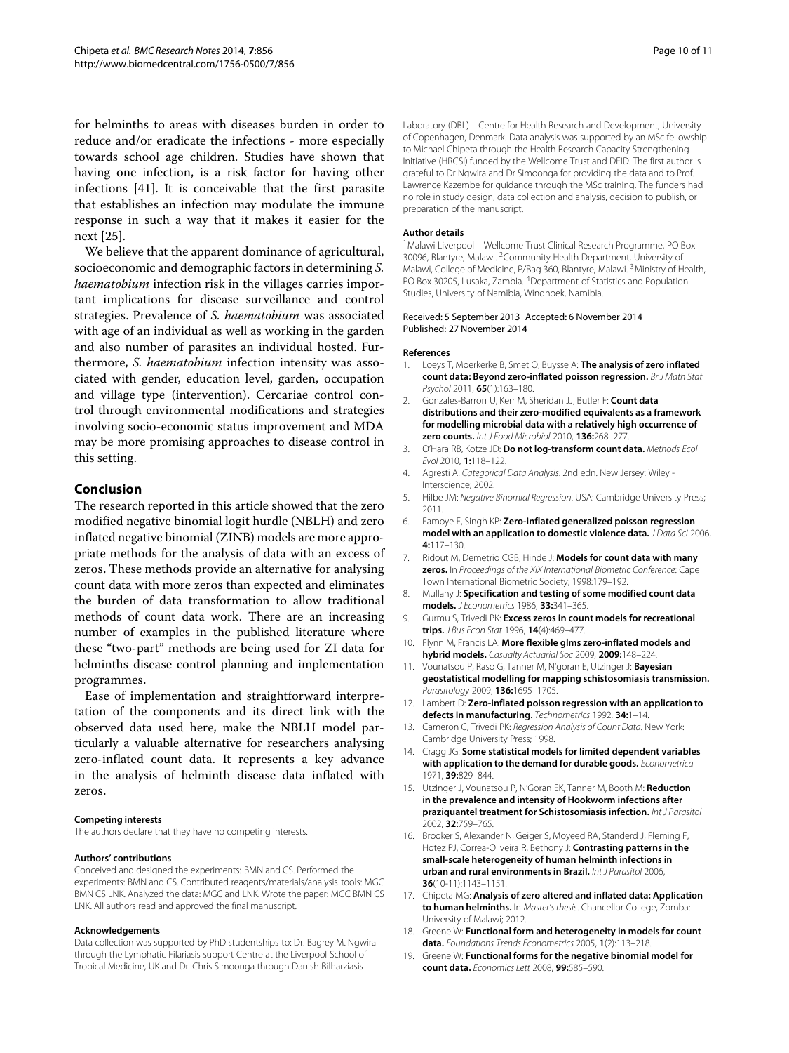for helminths to areas with diseases burden in order to reduce and/or eradicate the infections - more especially towards school age children. Studies have shown that having one infection, is a risk factor for having other infections [41]. It is conceivable that the first parasite that establishes an infection may modulate the immune response in such a way that it makes it easier for the next [25].

We believe that the apparent dominance of agricultural, socioeconomic and demographic factors in determining *S. haematobium* infection risk in the villages carries important implications for disease surveillance and control strategies. Prevalence of *S. haematobium* was associated with age of an individual as well as working in the garden and also number of parasites an individual hosted. Furthermore, *S. haematobium* infection intensity was associated with gender, education level, garden, occupation and village type (intervention). Cercariae control control through environmental modifications and strategies involving socio-economic status improvement and MDA may be more promising approaches to disease control in this setting.

## Conclusion

The research reported in this article showed that the zero modified negative binomial logit hurdle (NBLH) and zero inflated negative binomial (ZINB) models are more appropriate methods for the analysis of data with an excess of zeros. These methods provide an alternative for analysing count data with more zeros than expected and eliminates the burden of data transformation to allow traditional methods of count data work. There are an increasing number of examples in the published literature where these "two-part" methods are being used for ZI data for helminths disease control planning and implementation programmes.

Ease of implementation and straightforward interpretation of the components and its direct link with the observed data used here, make the NBLH model particularly a valuable alternative for researchers analysing zero-inflated count data. It represents a key advance in the analysis of helminth disease data inflated with zeros.

#### Competing interests

The authors declare that they have no competing interests.

#### Authors' contributions

Conceived and designed the experiments: BMN and CS. Performed the experiments: BMN and CS. Contributed reagents/materials/analysis tools: MGC BMN CS LNK. Analyzed the data: MGC and LNK. Wrote the paper: MGC BMN CS LNK. All authors read and approved the final manuscript.

#### Acknowledgements

Data collection was supported by PhD studentships to: Dr. Bagrey M. Ngwira through the Lymphatic Filariasis support Centre at the Liverpool School of Tropical Medicine, UK and Dr. Chris Simoonga through Danish Bilharziasis Laboratory (DBL) – Centre for Health Research and Development, University of Copenhagen, Denmark. Data analysis was supported by an MSc fellowship to Michael Chipeta through the Health Research Capacity Strengthening Initiative (HRCSI) funded by the Wellcome Trust and DFID. The first author is grateful to Dr Ngwira and Dr Simoonga for providing the data and to Prof. Lawrence Kazembe for guidance through the MSc training. The funders had no role in study design, data collection and analysis, decision to publish, or preparation of the manuscript.

#### Author details

[1]Malawi Liverpool – Wellcome Trust Clinical Research Programme, PO Box 30096, Blantyre, Malawi. [2]Community Health Department, University of Malawi, College of Medicine, P/Bag 360, Blantyre, Malawi. [3]Ministry of Health, PO Box 30205, Lusaka, Zambia. [4]Department of Statistics and Population Studies, University of Namibia, Windhoek, Namibia.

Received: 5 September 2013 Accepted: 6 November 2014
Published: 27 November 2014

#### References

1. Loeys T, Moerkerke B, Smet O, Buysse A: **The analysis of zero inflated count data: Beyond zero-inflated poisson regression.** *Br J Math Stat Psychol* 2011, **65**(1):163–180.
2. Gonzales-Barron U, Kerr M, Sheridan JJ, Butler F: **Count data distributions and their zero-modified equivalents as a framework for modelling microbial data with a relatively high occurrence of zero counts.** *Int J Food Microbiol* 2010, **136:**268–277.
3. O'Hara RB, Kotze JD: **Do not log-transform count data.** *Methods Ecol Evol* 2010, **1:**118–122.
4. Agresti A: *Categorical Data Analysis*. 2nd edn. New Jersey: Wiley - Interscience; 2002.
5. Hilbe JM: *Negative Binomial Regression*. USA: Cambridge University Press; 2011.
6. Famoye F, Singh KP: **Zero-inflated generalized poisson regression model with an application to domestic violence data.** *J Data Sci* 2006, **4:**117–130.
7. Ridout M, Demetrio CGB, Hinde J: **Models for count data with many zeros.** In *Proceedings of the XIX International Biometric Conference*: Cape Town International Biometric Society; 1998:179–192.
8. Mullahy J: **Specification and testing of some modified count data models.** *J Econometrics* 1986, **33:**341–365.
9. Gurmu S, Trivedi PK: **Excess zeros in count models for recreational trips.** *J Bus Econ Stat* 1996, **14**(4):469–477.
10. Flynn M, Francis LA: **More flexible glms zero-inflated models and hybrid models.** *Casualty Actuarial Soc* 2009, **2009:**148–224.
11. Vounatsou P, Raso G, Tanner M, N'goran E, Utzinger J: **Bayesian geostatistical modelling for mapping schistosomiasis transmission.** *Parasitology* 2009, **136:**1695–1705.
12. Lambert D: **Zero-inflated poisson regression with an application to defects in manufacturing.** *Technometrics* 1992, **34:**1–14.
13. Cameron C, Trivedi PK: *Regression Analysis of Count Data*. New York: Cambridge University Press; 1998.
14. Cragg JG: **Some statistical models for limited dependent variables with application to the demand for durable goods.** *Econometrica* 1971, **39:**829–844.
15. Utzinger J, Vounatsou P, N'Goran EK, Tanner M, Booth M: **Reduction in the prevalence and intensity of Hookworm infections after praziquantel treatment for Schistosomiasis infection.** *Int J Parasitol* 2002, **32:**759–765.
16. Brooker S, Alexander N, Geiger S, Moyeed RA, Standerd J, Fleming F, Hotez PJ, Correa-Oliveira R, Bethony J: **Contrasting patterns in the small-scale heterogeneity of human helminth infections in urban and rural environments in Brazil.** *Int J Parasitol* 2006, **36**(10-11):1143–1151.
17. Chipeta MG: **Analysis of zero altered and inflated data: Application to human helminths.** In *Master's thesis*. Chancellor College, Zomba: University of Malawi; 2012.
18. Greene W: **Functional form and heterogeneity in models for count data.** *Foundations Trends Econometrics* 2005, **1**(2):113–218.
19. Greene W: **Functional forms for the negative binomial model for count data.** *Economics Lett* 2008, **99:**585–590.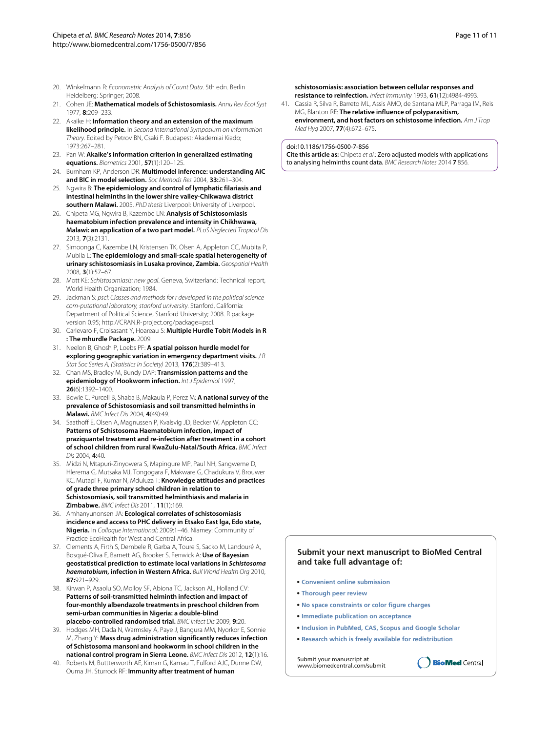20. Winkelmann R: *Econometric Analysis of Count Data*. 5th edn. Berlin Heidelberg: Springer; 2008.
21. Cohen JE: **Mathematical models of Schistosomiasis.** *Annu Rev Ecol Syst* 1977, **8:**209–233.
22. Akaike H: **Information theory and an extension of the maximum likelihood principle.** In *Second International Symposium on Information Theory*. Edited by Petrov BN, Csaki F. Budapest: Akademiai Kiado; 1973:267–281.
23. Pan W: **Akaike's information criterion in generalized estimating equations.** *Biometrics* 2001, **57**(1):120–125.
24. Burnham KP, Anderson DR: **Multimodel inference: understanding AIC and BIC in model selection.** *Soc Methods Res* 2004, **33:**261–304.
25. Ngwira B: **The epidemiology and control of lymphatic filariasis and intestinal helminths in the lower shire valley-Chikwawa district southern Malawi.** 2005. *PhD thesis* Liverpool: University of Liverpool.
26. Chipeta MG, Ngwira B, Kazembe LN: **Analysis of Schistosomiasis haematobium infection prevalence and intensity in Chikhwawa, Malawi: an application of a two part model.** *PLoS Neglected Tropical Dis* 2013, **7**(3):2131.
27. Simoonga C, Kazembe LN, Kristensen TK, Olsen A, Appleton CC, Mubita P, Mubila L: **The epidemiology and small-scale spatial heterogeneity of urinary schistosomiasis in Lusaka province, Zambia.** *Geospatial Health* 2008, **3**(1):57–67.
28. Mott KE: *Schistosomiasis: new goal*. Geneva, Switzerland: Technical report, World Health Organization; 1984.
29. Jackman S: *pscl: Classes and methods for r developed in the political science com-putational laboratory, stanford university*. Stanford, California: Department of Political Science, Stanford University; 2008. R package version 0.95; http://CRAN.R-project.org/package=pscl.
30. Carlevaro F, Croisasant Y, Hoareau S: **Multiple Hurdle Tobit Models in R : The mhurdle Package.** 2009.
31. Neelon B, Ghosh P, Loebs PF: **A spatial poisson hurdle model for exploring geographic variation in emergency department visits.** *J R Stat Soc Series A, (Statistics in Society)* 2013, **176**(2):389–413.
32. Chan MS, Bradley M, Bundy DAP: **Transmission patterns and the epidemiology of Hookworm infection.** *Int J Epidemiol* 1997, **26**(6):1392–1400.
33. Bowie C, Purcell B, Shaba B, Makaula P, Perez M: **A national survey of the prevalence of Schistosomiasis and soil transmitted helminths in Malawi.** *BMC Infect Dis* 2004, **4**(49):49.
34. Saathoff E, Olsen A, Magnussen P, Kvalsvig JD, Becker W, Appleton CC: **Patterns of Schistosoma Haematobium infection, impact of praziquantel treatment and re-infection after treatment in a cohort of school children from rural KwaZulu-Natal/South Africa.** *BMC Infect Dis* 2004, **4:**40.
35. Midzi N, Mtapuri-Zinyowera S, Mapingure MP, Paul NH, Sangweme D, Hlerema G, Mutsaka MJ, Tongogara F, Makware G, Chadukura V, Brouwer KC, Mutapi F, Kumar N, Mduluza T: **Knowledge attitudes and practices of grade three primary school children in relation to Schistosomiasis, soil transmitted helminthiasis and malaria in Zimbabwe.** *BMC Infect Dis* 2011, **11**(1):169.
36. Amhanyunonsen JA: **Ecological correlates of schistosomiasis incidence and access to PHC delivery in Etsako East lga, Edo state, Nigeria.** In *Colloque International;* 2009:1–46. Niamey: Community of Practice EcoHealth for West and Central Africa.
37. Clements A, Firth S, Dembele R, Garba A, Toure S, Sacko M, Landouré A, Bosqué-Oliva E, Barnett AG, Brooker S, Fenwick A: **Use of Bayesian geostatistical prediction to estimate local variations in *Schistosoma haematobium*, infection in Western Africa.** *Bull World Health Org* 2010, **87:**921–929.
38. Kirwan P, Asaolu SO, Molloy SF, Abiona TC, Jackson AL, Holland CV: **Patterns of soil-transmitted helminth infection and impact of four-monthly albendazole treatments in preschool children from semi-urban communities in Nigeria: a double-blind placebo-controlled randomised trial.** *BMC Infect Dis* 2009, **9:**20.
39. Hodges MH, Dada N, Warmsley A, Paye J, Bangura MM, Nyorkor E, Sonnie M, Zhang Y: **Mass drug administration significantly reduces infection of Schistosoma mansoni and hookworm in school children in the national control program in Sierra Leone.** *BMC Infect Dis* 2012, **12**(1):16.
40. Roberts M, Buttterworth AE, Kiman G, Kamau T, Fulford AJC, Dunne DW, Ouma JH, Sturrock RF: **Immunity after treatment of human schistosomiasis: association between cellular responses and resistance to reinfection.** *Infect Immunity* 1993, **61**(12):4984-4993.
41. Cassia R, Silva R, Barreto ML, Assis AMO, de Santana MLP, Parraga IM, Reis MG, Blanton RE: **The relative influence of polyparasitism, environment, and host factors on schistosome infection.** *Am J Trop Med Hyg* 2007, **77**(4):672–675.

doi:10.1186/1756-0500-7-856
**Cite this article as:** Chipeta *et al.*: Zero adjusted models with applications to analysing helminths count data. *BMC Research Notes* 2014 **7**:856.

**Submit your next manuscript to BioMed Central and take full advantage of:**

- **Convenient online submission**
- **Thorough peer review**
- **No space constraints or color figure charges**
- **Immediate publication on acceptance**
- **Inclusion in PubMed, CAS, Scopus and Google Scholar**
- **Research which is freely available for redistribution**

Submit your manuscript at www.biomedcentral.com/submit